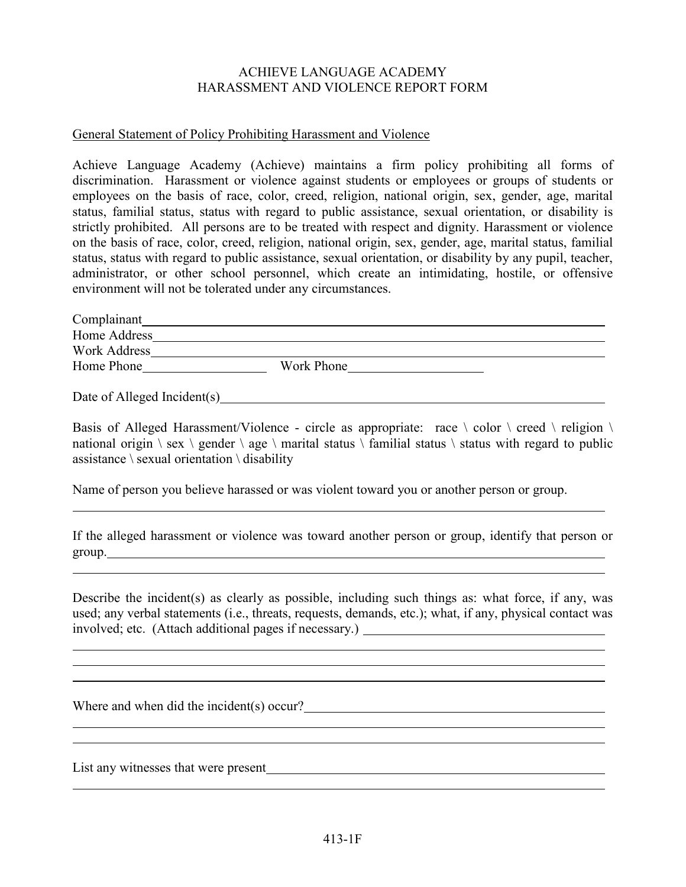# ACHIEVE LANGUAGE ACADEMY
## HARASSMENT AND VIOLENCE REPORT FORM

<u>General Statement of Policy Prohibiting Harassment and Violence</u>

Achieve Language Academy (Achieve) maintains a firm policy prohibiting all forms of discrimination. Harassment or violence against students or employees or groups of students or employees on the basis of race, color, creed, religion, national origin, sex, gender, age, marital status, familial status, status with regard to public assistance, sexual orientation, or disability is strictly prohibited. All persons are to be treated with respect and dignity. Harassment or violence on the basis of race, color, creed, religion, national origin, sex, gender, age, marital status, familial status, status with regard to public assistance, sexual orientation, or disability by any pupil, teacher, administrator, or other school personnel, which create an intimidating, hostile, or offensive environment will not be tolerated under any circumstances.

Complainant\_\_\_\_\_\_\_\_\_\_\_\_\_\_\_\_\_\_\_\_\_\_\_\_\_\_\_\_\_\_\_\_\_\_\_\_\_\_\_\_\_\_\_\_

Home Address\_\_\_\_\_\_\_\_\_\_\_\_\_\_\_\_\_\_\_\_\_\_\_\_\_\_\_\_\_\_\_\_\_\_\_\_\_\_\_\_\_\_

Work Address\_\_\_\_\_\_\_\_\_\_\_\_\_\_\_\_\_\_\_\_\_\_\_\_\_\_\_\_\_\_\_\_\_\_\_\_\_\_\_\_\_\_

Home Phone\_\_\_\_\_\_\_\_\_\_\_\_\_\_\_\_\_\_ Work Phone\_\_\_\_\_\_\_\_\_\_\_\_\_\_\_\_\_\_\_\_

Date of Alleged Incident(s)\_\_\_\_\_\_\_\_\_\_\_\_\_\_\_\_\_\_\_\_\_\_\_\_\_\_\_\_\_\_\_\_\_\_\_\_

Basis of Alleged Harassment/Violence - circle as appropriate: race \ color \ creed \ religion \ national origin \ sex \ gender \ age \ marital status \ familial status \ status with regard to public assistance \ sexual orientation \ disability

Name of person you believe harassed or was violent toward you or another person or group.

\_\_\_\_\_\_\_\_\_\_\_\_\_\_\_\_\_\_\_\_\_\_\_\_\_\_\_\_\_\_\_\_\_\_\_\_\_\_\_\_\_\_\_\_\_\_\_\_\_\_\_\_\_\_\_\_\_\_

If the alleged harassment or violence was toward another person or group, identify that person or group.\_\_\_\_\_\_\_\_\_\_\_\_\_\_\_\_\_\_\_\_\_\_\_\_\_\_\_\_\_\_\_\_\_\_\_\_\_\_\_\_\_\_\_\_\_\_\_\_

\_\_\_\_\_\_\_\_\_\_\_\_\_\_\_\_\_\_\_\_\_\_\_\_\_\_\_\_\_\_\_\_\_\_\_\_\_\_\_\_\_\_\_\_\_\_\_\_\_\_\_\_\_\_\_\_\_\_

Describe the incident(s) as clearly as possible, including such things as: what force, if any, was used; any verbal statements (i.e., threats, requests, demands, etc.); what, if any, physical contact was involved; etc. (Attach additional pages if necessary.) \_\_\_\_\_\_\_\_\_\_\_\_\_\_\_\_\_\_\_\_\_\_\_\_

\_\_\_\_\_\_\_\_\_\_\_\_\_\_\_\_\_\_\_\_\_\_\_\_\_\_\_\_\_\_\_\_\_\_\_\_\_\_\_\_\_\_\_\_\_\_\_\_\_\_\_\_\_\_\_\_\_\_

\_\_\_\_\_\_\_\_\_\_\_\_\_\_\_\_\_\_\_\_\_\_\_\_\_\_\_\_\_\_\_\_\_\_\_\_\_\_\_\_\_\_\_\_\_\_\_\_\_\_\_\_\_\_\_\_\_\_

\_\_\_\_\_\_\_\_\_\_\_\_\_\_\_\_\_\_\_\_\_\_\_\_\_\_\_\_\_\_\_\_\_\_\_\_\_\_\_\_\_\_\_\_\_\_\_\_\_\_\_\_\_\_\_\_\_\_

Where and when did the incident(s) occur?\_\_\_\_\_\_\_\_\_\_\_\_\_\_\_\_\_\_\_\_\_\_\_\_\_\_\_\_\_\_

\_\_\_\_\_\_\_\_\_\_\_\_\_\_\_\_\_\_\_\_\_\_\_\_\_\_\_\_\_\_\_\_\_\_\_\_\_\_\_\_\_\_\_\_\_\_\_\_\_\_\_\_\_\_\_\_\_\_

\_\_\_\_\_\_\_\_\_\_\_\_\_\_\_\_\_\_\_\_\_\_\_\_\_\_\_\_\_\_\_\_\_\_\_\_\_\_\_\_\_\_\_\_\_\_\_\_\_\_\_\_\_\_\_\_\_\_

List any witnesses that were present\_\_\_\_\_\_\_\_\_\_\_\_\_\_\_\_\_\_\_\_\_\_\_\_\_\_\_\_\_\_\_\_\_\_

\_\_\_\_\_\_\_\_\_\_\_\_\_\_\_\_\_\_\_\_\_\_\_\_\_\_\_\_\_\_\_\_\_\_\_\_\_\_\_\_\_\_\_\_\_\_\_\_\_\_\_\_\_\_\_\_\_\_

413-1F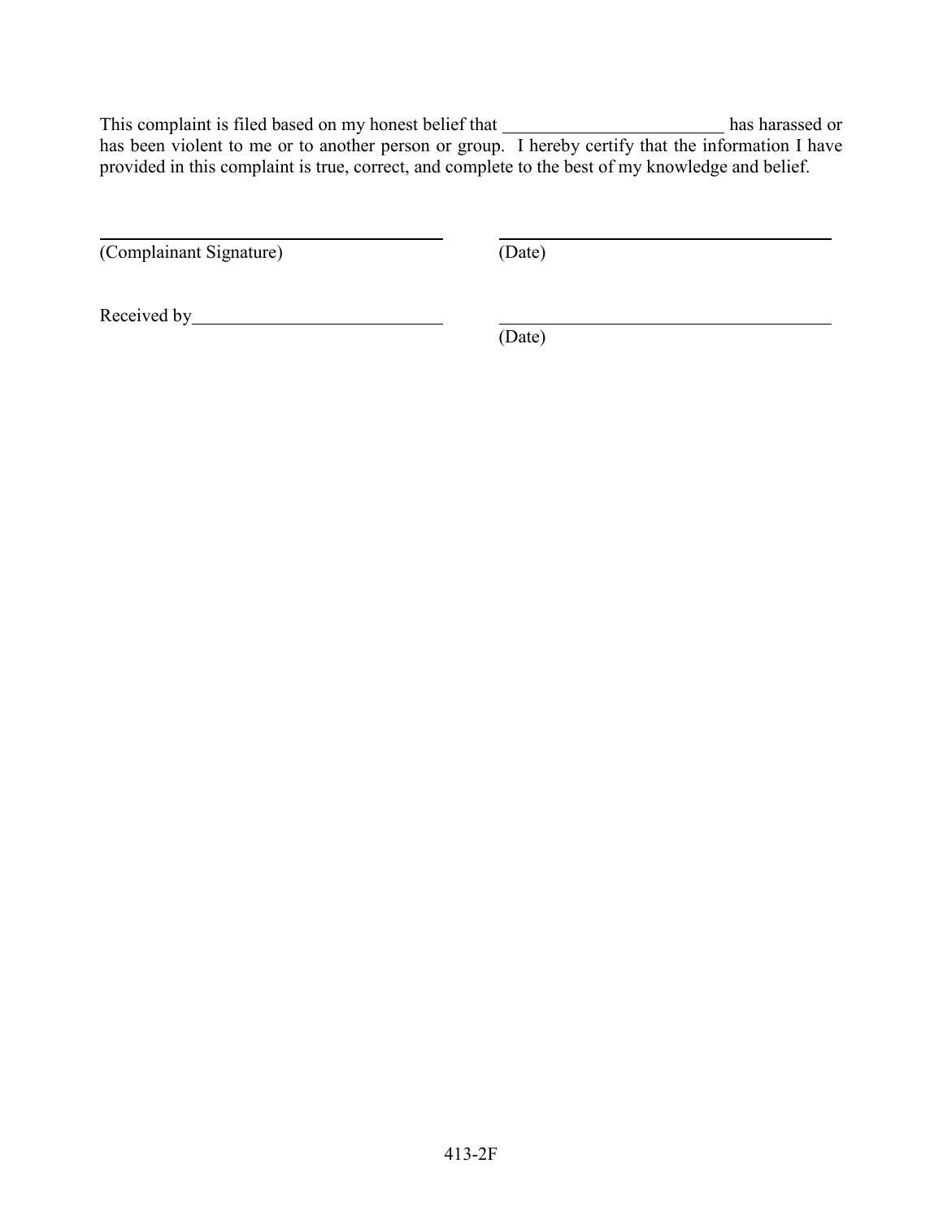This complaint is filed based on my honest belief that ________________________ has harassed or has been violent to me or to another person or group. I hereby certify that the information I have provided in this complaint is true, correct, and complete to the best of my knowledge and belief.

____________________________________ ____________________________________
(Complainant Signature) (Date)

Received by____________________________ ____________________________________
(Date)

413-2F